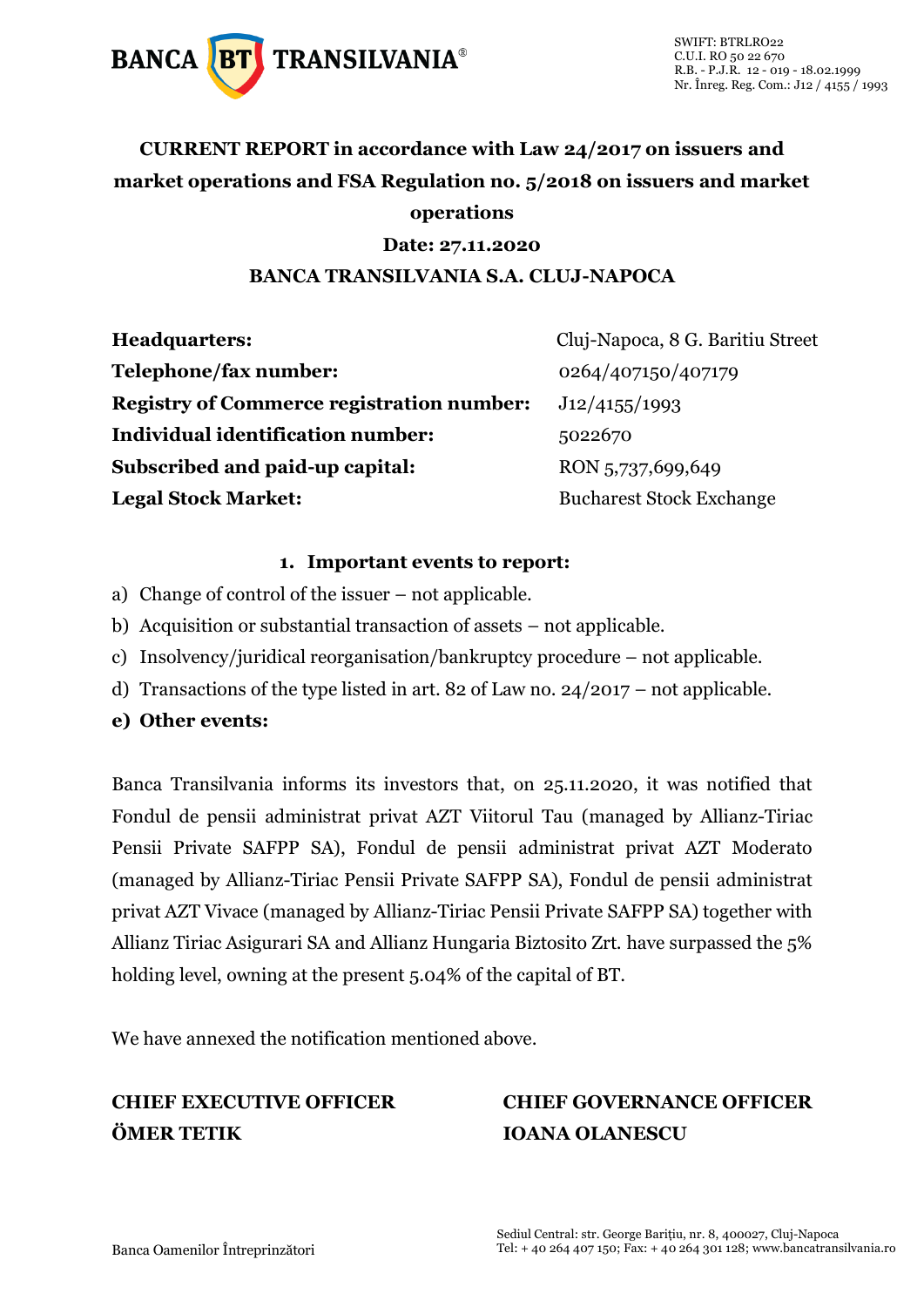BANCA TRANSILVANIA®

SWIFT: BTRLRO22
C.U.I. RO 50 22 670
R.B. - P.J.R. 12 - 019 - 18.02.1999
Nr. Înreg. Reg. Com.: J12 / 4155 / 1993

# CURRENT REPORT in accordance with Law 24/2017 on issuers and market operations and FSA Regulation no. 5/2018 on issuers and market operations

**Date: 27.11.2020**

**BANCA TRANSILVANIA S.A. CLUJ-NAPOCA**

| | |
|---|---|
| **Headquarters:** | Cluj-Napoca, 8 G. Baritiu Street |
| **Telephone/fax number:** | 0264/407150/407179 |
| **Registry of Commerce registration number:** | J12/4155/1993 |
| **Individual identification number:** | 5022670 |
| **Subscribed and paid-up capital:** | RON 5,737,699,649 |
| **Legal Stock Market:** | Bucharest Stock Exchange |

**1. Important events to report:**

a) Change of control of the issuer – not applicable.
b) Acquisition or substantial transaction of assets – not applicable.
c) Insolvency/juridical reorganisation/bankruptcy procedure – not applicable.
d) Transactions of the type listed in art. 82 of Law no. 24/2017 – not applicable.
**e) Other events:**

Banca Transilvania informs its investors that, on 25.11.2020, it was notified that Fondul de pensii administrat privat AZT Viitorul Tau (managed by Allianz-Tiriac Pensii Private SAFPP SA), Fondul de pensii administrat privat AZT Moderato (managed by Allianz-Tiriac Pensii Private SAFPP SA), Fondul de pensii administrat privat AZT Vivace (managed by Allianz-Tiriac Pensii Private SAFPP SA) together with Allianz Tiriac Asigurari SA and Allianz Hungaria Biztosito Zrt. have surpassed the 5% holding level, owning at the present 5.04% of the capital of BT.

We have annexed the notification mentioned above.

| | |
|---|---|
| **CHIEF EXECUTIVE OFFICER** | **CHIEF GOVERNANCE OFFICER** |
| **ÖMER TETIK** | **IOANA OLANESCU** |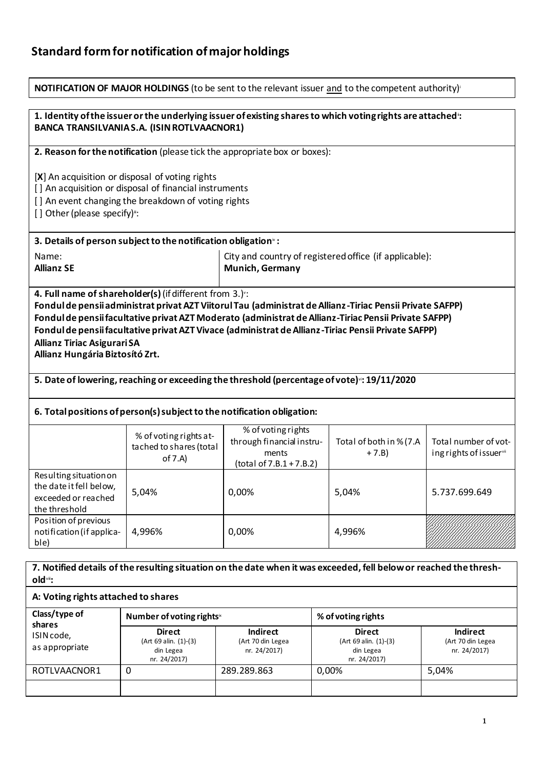# Standard form for notification of major holdings

**NOTIFICATION OF MAJOR HOLDINGS** (to be sent to the relevant issuer and to the competent authority)[i]

**1. Identity of the issuer or the underlying issuer of existing shares to which voting rights are attached[ii]: BANCA TRANSILVANIA S.A. (ISIN ROTLVAACNOR1)**

**2. Reason for the notification** (please tick the appropriate box or boxes):

[**X**] An acquisition or disposal of voting rights
[ ] An acquisition or disposal of financial instruments
[ ] An event changing the breakdown of voting rights
[ ] Other (please specify)[iii]:

**3. Details of person subject to the notification obligation[iv] :**

| Name: | City and country of registered office (if applicable): |
|---|---|
| **Allianz SE** | **Munich, Germany** |

**4. Full name of shareholder(s)** (if different from 3.)[v]:
**Fondul de pensii administrat privat AZT Viitorul Tau (administrat de Allianz-Tiriac Pensii Private SAFPP)**
**Fondul de pensii facultative privat AZT Moderato (administrat de Allianz-Tiriac Pensii Private SAFPP)**
**Fondul de pensii facultative privat AZT Vivace (administrat de Allianz-Tiriac Pensii Private SAFPP)**
**Allianz Tiriac Asigurari SA**
**Allianz Hungária Biztosító Zrt.**

**5. Date of lowering, reaching or exceeding the threshold (percentage of vote)[vi]: 19/11/2020**

**6. Total positions of person(s) subject to the notification obligation:**

| | % of voting rights attached to shares (total of 7.A) | % of voting rights through financial instruments (total of 7.B.1 + 7.B.2) | Total of both in % (7.A + 7.B) | Total number of voting rights of issuer[vii] |
|---|---|---|---|---|
| Resulting situation on the date it fell below, exceeded or reached the threshold | 5,04% | 0,00% | 5,04% | 5.737.699.649 |
| Position of previous notification (if applicable) | 4,996% | 0,00% | 4,996% | |

**7. Notified details of the resulting situation on the date when it was exceeded, fell below or reached the threshold[viii]:**

**A: Voting rights attached to shares**

| Class/type of shares ISIN code, as appropriate | Number of voting rights[ix] | | % of voting rights | |
|---|---|---|---|---|
| | **Direct** (Art 69 alin. (1)-(3) din Legea nr. 24/2017) | **Indirect** (Art 70 din Legea nr. 24/2017) | **Direct** (Art 69 alin. (1)-(3) din Legea nr. 24/2017) | **Indirect** (Art 70 din Legea nr. 24/2017) |
| ROTLVAACNOR1 | 0 | 289.289.863 | 0,00% | 5,04% |
| | | | | |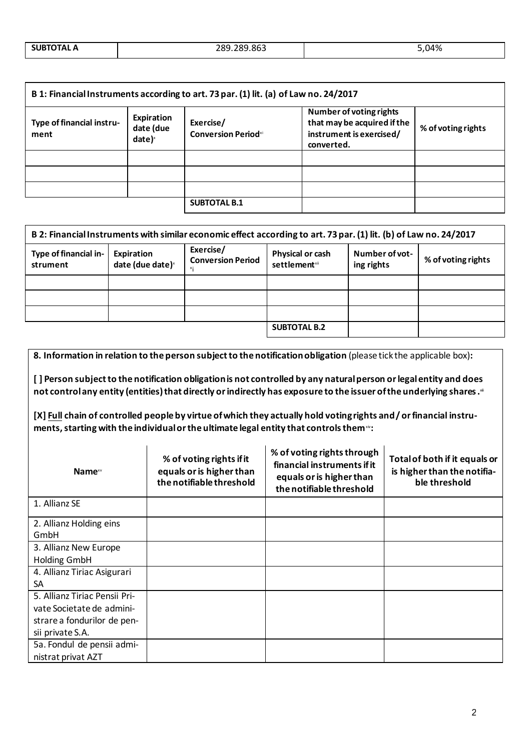| SUBTOTAL A | 289.289.863 | 5,04% |
|---|---|---|

| B 1: Financial Instruments according to art. 73 par. (1) lit. (a) of Law no. 24/2017 | | | | |
|---|---|---|---|---|
| Type of financial instrument | Expiration date (due date)[x] | Exercise/ Conversion Period[xi] | Number of voting rights that may be acquired if the instrument is exercised/ converted. | % of voting rights |
| | | | | |
| | | | | |
| | | | | |
| | | SUBTOTAL B.1 | | |

| B 2: Financial Instruments with similar economic effect according to art. 73 par. (1) lit. (b) of Law no. 24/2017 | | | | | |
|---|---|---|---|---|---|
| Type of financial instrument | Expiration date (due date)[x] | Exercise/ Conversion Period[xi] | Physical or cash settlement[xii] | Number of voting rights | % of voting rights |
| | | | | | |
| | | | | | |
| | | | | | |
| | | | SUBTOTAL B.2 | | |

**8. Information in relation to the person subject to the notification obligation** (please tick the applicable box)**:**

**[ ] Person subject to the notification obligation is not controlled by any natural person or legal entity and does not control any entity (entities) that directly or indirectly has exposure to the issuer of the underlying shares.**[xiii]

**[X] Full chain of controlled people by virtue of which they actually hold voting rights and / or financial instruments, starting with the individual or the ultimate legal entity that controls them**[xiv]**:**

| Name[xv] | % of voting rights if it equals or is higher than the notifiable threshold | % of voting rights through financial instruments if it equals or is higher than the notifiable threshold | Total of both if it equals or is higher than the notifiable threshold |
|---|---|---|---|
| 1. Allianz SE | | | |
| 2. Allianz Holding eins GmbH | | | |
| 3. Allianz New Europe Holding GmbH | | | |
| 4. Allianz Tiriac Asigurari SA | | | |
| 5. Allianz Tiriac Pensii Private Societate de administrare a fondurilor de pensii private S.A. | | | |
| 5a. Fondul de pensii administrat privat AZT | | | |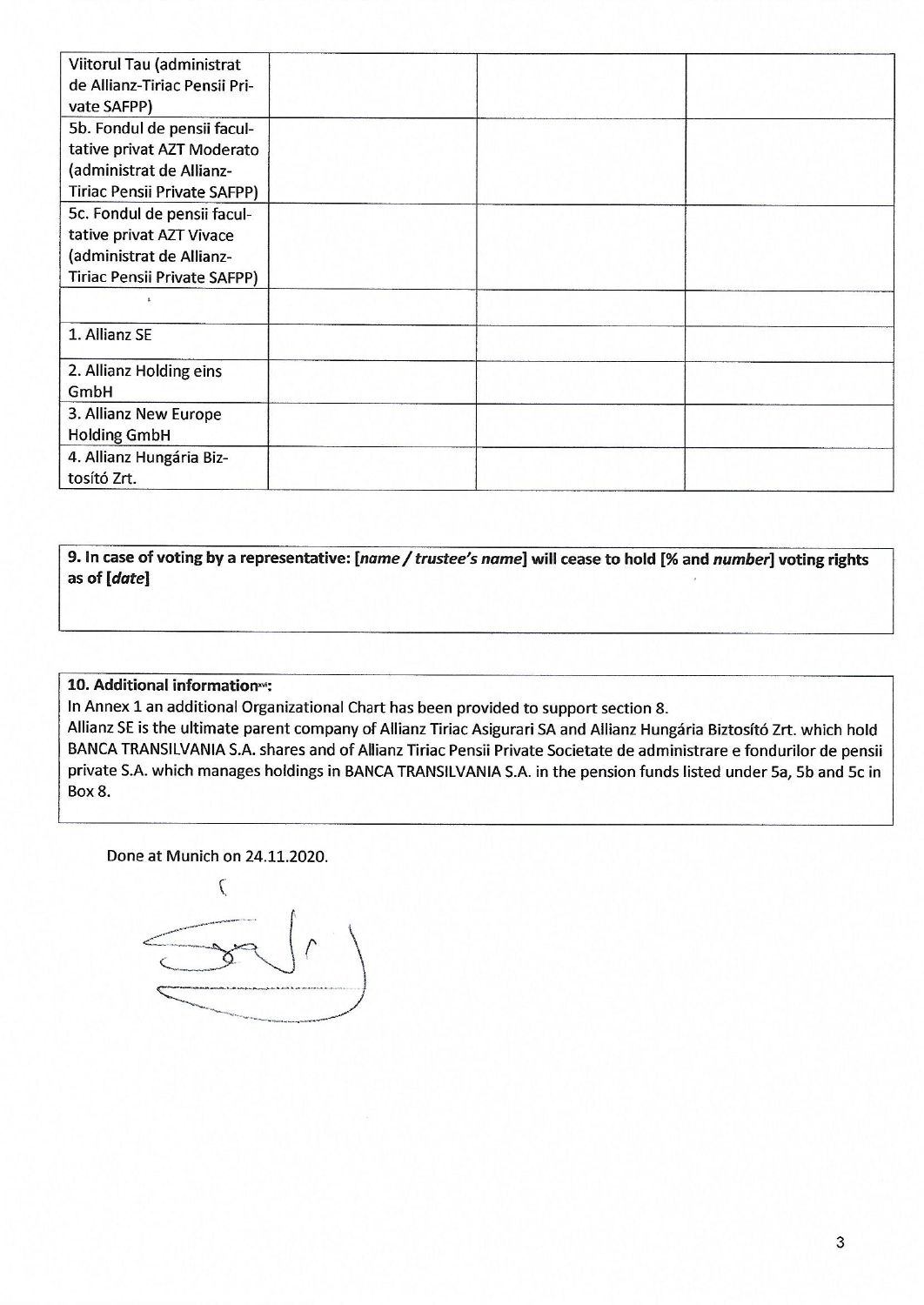| | | | |
|---|---|---|---|
| Viitorul Tau (administrat de Allianz-Tiriac Pensii Private SAFPP) | | | |
| 5b. Fondul de pensii facultative privat AZT Moderato (administrat de Allianz-Tiriac Pensii Private SAFPP) | | | |
| 5c. Fondul de pensii facultative privat AZT Vivace (administrat de Allianz-Tiriac Pensii Private SAFPP) | | | |
| | | | |
| 1. Allianz SE | | | |
| 2. Allianz Holding eins GmbH | | | |
| 3. Allianz New Europe Holding GmbH | | | |
| 4. Allianz Hungária Biztosító Zrt. | | | |

**9. In case of voting by a representative: [*name / trustee's name*] will cease to hold [% and *number*] voting rights as of [*date*]**

**10. Additional information[xvi]:**
In Annex 1 an additional Organizational Chart has been provided to support section 8.
Allianz SE is the ultimate parent company of Allianz Tiriac Asigurari SA and Allianz Hungária Biztosító Zrt. which hold BANCA TRANSILVANIA S.A. shares and of Allianz Tiriac Pensii Private Societate de administrare e fondurilor de pensii private S.A. which manages holdings in BANCA TRANSILVANIA S.A. in the pension funds listed under 5a, 5b and 5c in Box 8.

Done at Munich on 24.11.2020.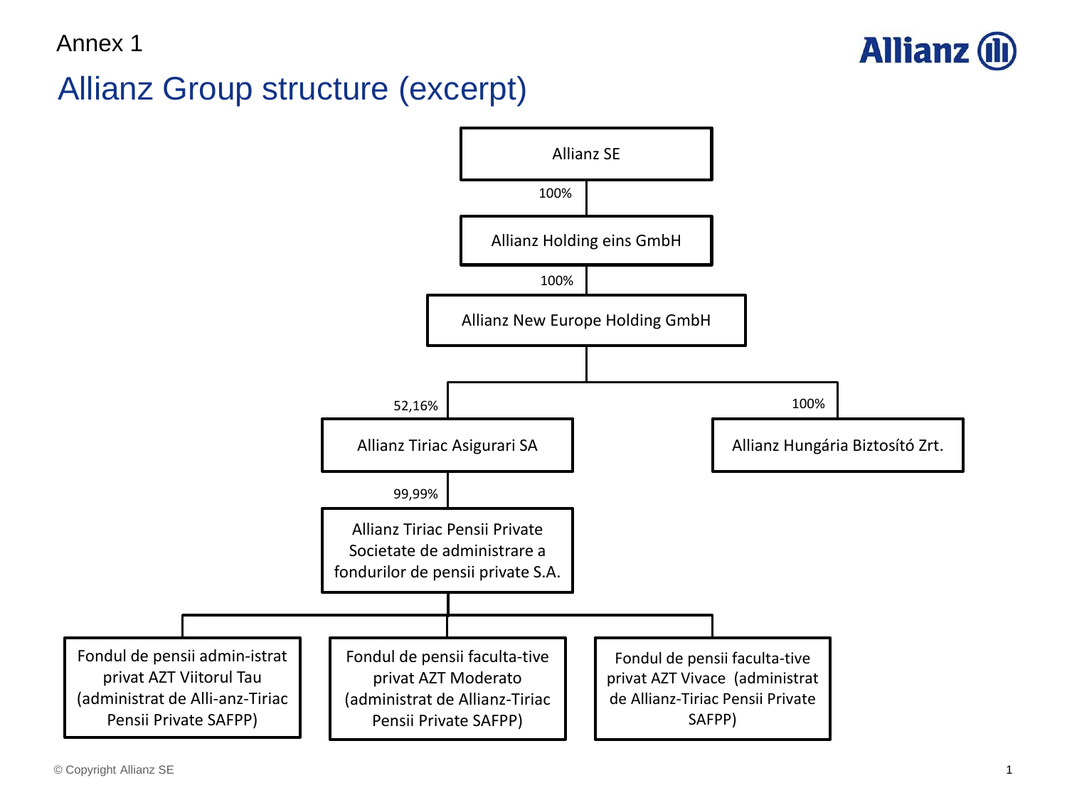Annex 1

# Allianz Group structure (excerpt)

Allianz SE

100%

Allianz Holding eins GmbH

100%

Allianz New Europe Holding GmbH

52,16%

Allianz Tiriac Asigurari SA

100%

Allianz Hungária Biztosító Zrt.

99,99%

Allianz Tiriac Pensii Private Societate de administrare a fondurilor de pensii private S.A.

Fondul de pensii admin-istrat privat AZT Viitorul Tau (administrat de Alli-anz-Tiriac Pensii Private SAFPP)

Fondul de pensii faculta-tive privat AZT Moderato (administrat de Allianz-Tiriac Pensii Private SAFPP)

Fondul de pensii faculta-tive privat AZT Vivace (administrat de Allianz-Tiriac Pensii Private SAFPP)

© Copyright Allianz SE